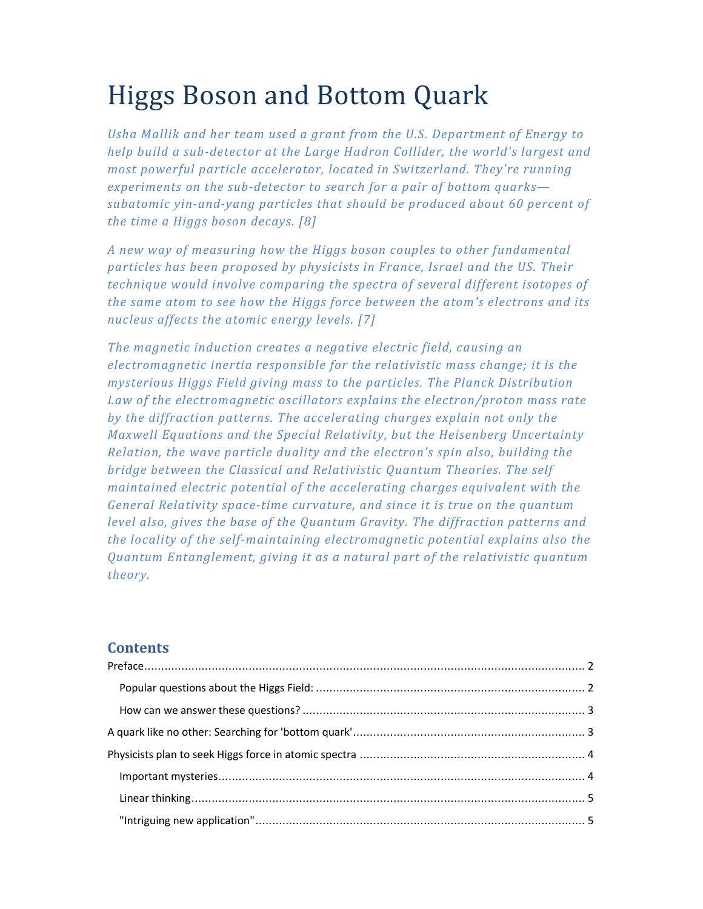# Higgs Boson and Bottom Quark

*Usha Mallik and her team used a grant from the U.S. Department of Energy to help build a sub-detector at the Large Hadron Collider, the world's largest and most powerful particle accelerator, located in Switzerland. They're running experiments on the sub-detector to search for a pair of bottom quarks—subatomic yin-and-yang particles that should be produced about 60 percent of the time a Higgs boson decays. [8]*

*A new way of measuring how the Higgs boson couples to other fundamental particles has been proposed by physicists in France, Israel and the US. Their technique would involve comparing the spectra of several different isotopes of the same atom to see how the Higgs force between the atom's electrons and its nucleus affects the atomic energy levels. [7]*

*The magnetic induction creates a negative electric field, causing an electromagnetic inertia responsible for the relativistic mass change; it is the mysterious Higgs Field giving mass to the particles. The Planck Distribution Law of the electromagnetic oscillators explains the electron/proton mass rate by the diffraction patterns. The accelerating charges explain not only the Maxwell Equations and the Special Relativity, but the Heisenberg Uncertainty Relation, the wave particle duality and the electron's spin also, building the bridge between the Classical and Relativistic Quantum Theories. The self maintained electric potential of the accelerating charges equivalent with the General Relativity space-time curvature, and since it is true on the quantum level also, gives the base of the Quantum Gravity. The diffraction patterns and the locality of the self-maintaining electromagnetic potential explains also the Quantum Entanglement, giving it as a natural part of the relativistic quantum theory.*

## Contents

Preface .................................................... 2

- Popular questions about the Higgs Field: .................................................... 2
- How can we answer these questions? .................................................... 3

A quark like no other: Searching for 'bottom quark' .................................................... 3

Physicists plan to seek Higgs force in atomic spectra .................................................... 4

- Important mysteries .................................................... 4
- Linear thinking .................................................... 5
- "Intriguing new application" .................................................... 5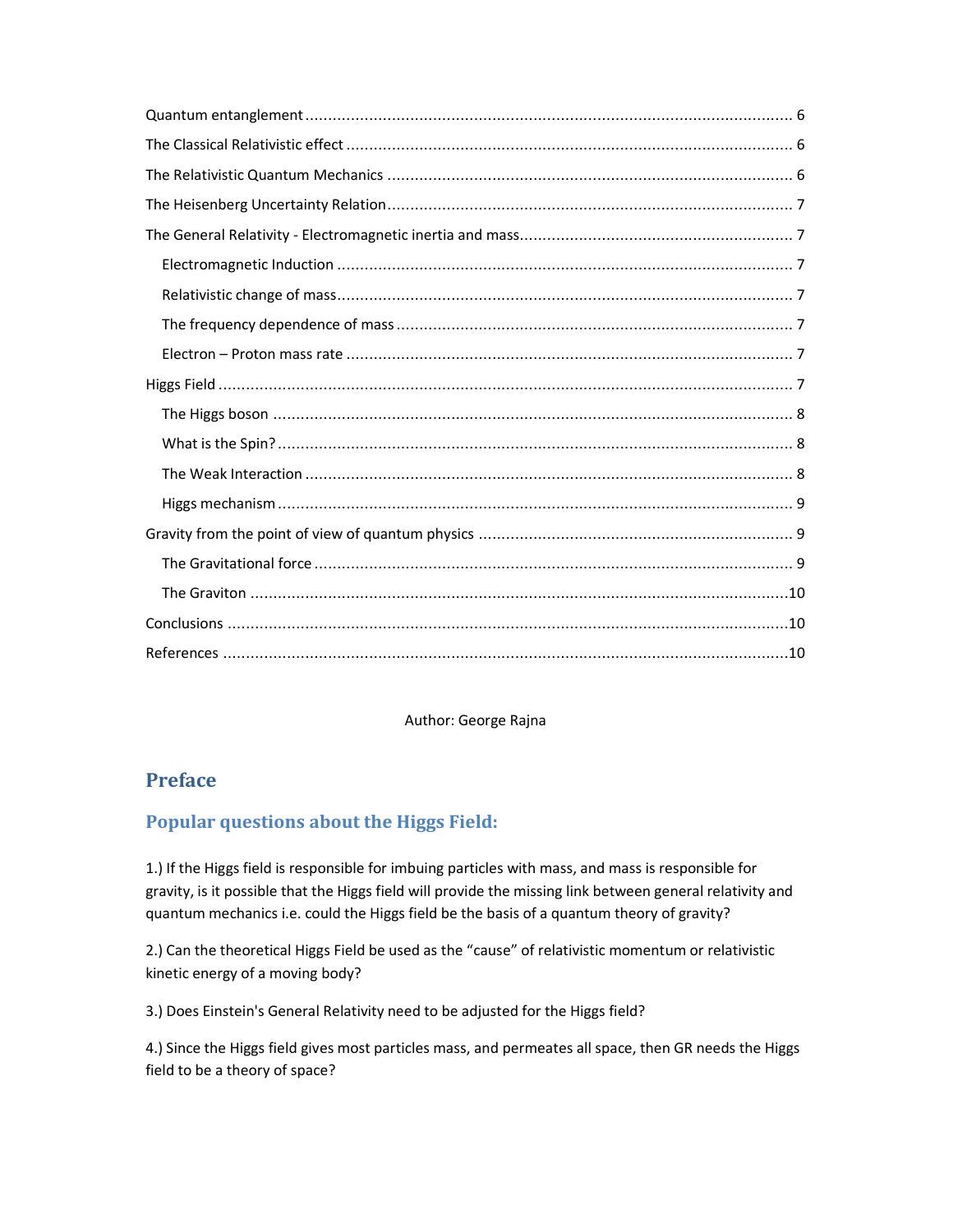Quantum entanglement ..................................................................................................... 6

The Classical Relativistic effect ..................................................................................... 6

The Relativistic Quantum Mechanics .............................................................................. 6

The Heisenberg Uncertainty Relation .............................................................................. 7

The General Relativity - Electromagnetic inertia and mass .......................................... 7

- Electromagnetic Induction ........................................................................................... 7
- Relativistic change of mass ......................................................................................... 7
- The frequency dependence of mass ........................................................................... 7
- Electron – Proton mass rate ........................................................................................ 7

Higgs Field ........................................................................................................................ 7

- The Higgs boson ........................................................................................................... 8
- What is the Spin? .......................................................................................................... 8
- The Weak Interaction .................................................................................................... 8
- Higgs mechanism .......................................................................................................... 9

Gravity from the point of view of quantum physics ....................................................... 9

- The Gravitational force .................................................................................................. 9
- The Graviton .................................................................................................................. 10

Conclusions ...................................................................................................................... 10

References ........................................................................................................................ 10

Author: George Rajna

# Preface

## Popular questions about the Higgs Field:

1.) If the Higgs field is responsible for imbuing particles with mass, and mass is responsible for gravity, is it possible that the Higgs field will provide the missing link between general relativity and quantum mechanics i.e. could the Higgs field be the basis of a quantum theory of gravity?

2.) Can the theoretical Higgs Field be used as the "cause" of relativistic momentum or relativistic kinetic energy of a moving body?

3.) Does Einstein's General Relativity need to be adjusted for the Higgs field?

4.) Since the Higgs field gives most particles mass, and permeates all space, then GR needs the Higgs field to be a theory of space?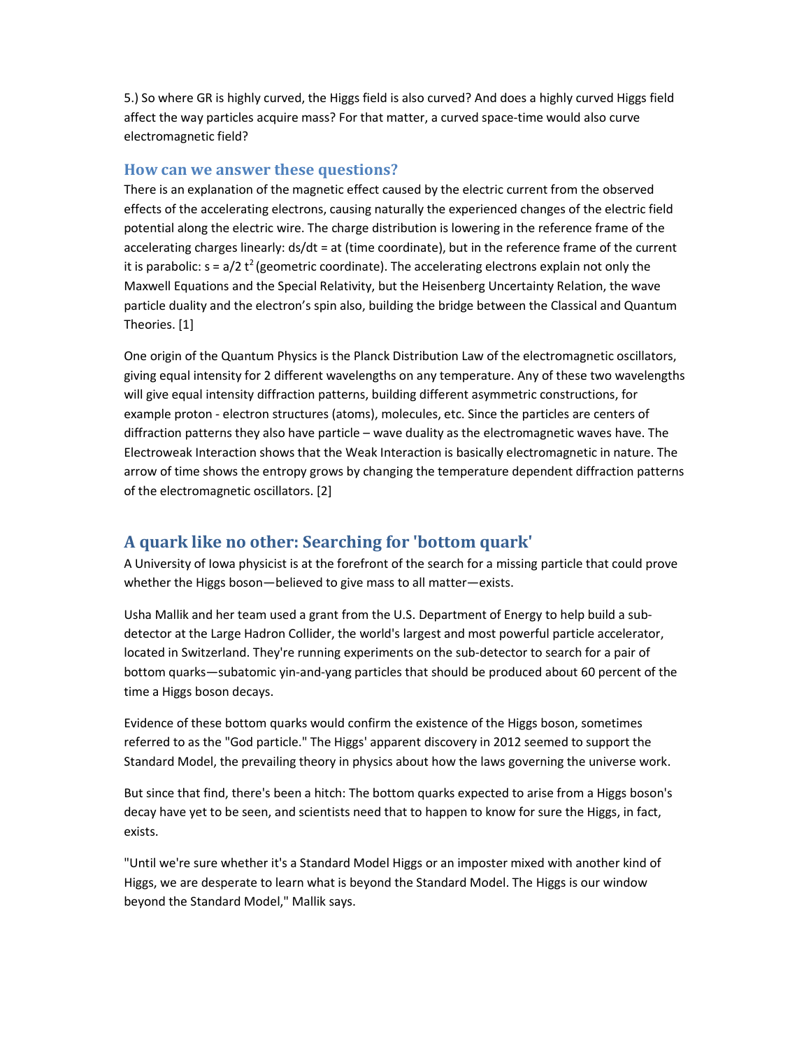5.) So where GR is highly curved, the Higgs field is also curved? And does a highly curved Higgs field affect the way particles acquire mass? For that matter, a curved space-time would also curve electromagnetic field?

### How can we answer these questions?

There is an explanation of the magnetic effect caused by the electric current from the observed effects of the accelerating electrons, causing naturally the experienced changes of the electric field potential along the electric wire. The charge distribution is lowering in the reference frame of the accelerating charges linearly: $ds/dt = at$ (time coordinate), but in the reference frame of the current it is parabolic: $s = a/2\ t^2$ (geometric coordinate). The accelerating electrons explain not only the Maxwell Equations and the Special Relativity, but the Heisenberg Uncertainty Relation, the wave particle duality and the electron's spin also, building the bridge between the Classical and Quantum Theories. [1]

One origin of the Quantum Physics is the Planck Distribution Law of the electromagnetic oscillators, giving equal intensity for 2 different wavelengths on any temperature. Any of these two wavelengths will give equal intensity diffraction patterns, building different asymmetric constructions, for example proton - electron structures (atoms), molecules, etc. Since the particles are centers of diffraction patterns they also have particle – wave duality as the electromagnetic waves have. The Electroweak Interaction shows that the Weak Interaction is basically electromagnetic in nature. The arrow of time shows the entropy grows by changing the temperature dependent diffraction patterns of the electromagnetic oscillators. [2]

## A quark like no other: Searching for 'bottom quark'

A University of Iowa physicist is at the forefront of the search for a missing particle that could prove whether the Higgs boson—believed to give mass to all matter—exists.

Usha Mallik and her team used a grant from the U.S. Department of Energy to help build a sub-detector at the Large Hadron Collider, the world's largest and most powerful particle accelerator, located in Switzerland. They're running experiments on the sub-detector to search for a pair of bottom quarks—subatomic yin-and-yang particles that should be produced about 60 percent of the time a Higgs boson decays.

Evidence of these bottom quarks would confirm the existence of the Higgs boson, sometimes referred to as the "God particle." The Higgs' apparent discovery in 2012 seemed to support the Standard Model, the prevailing theory in physics about how the laws governing the universe work.

But since that find, there's been a hitch: The bottom quarks expected to arise from a Higgs boson's decay have yet to be seen, and scientists need that to happen to know for sure the Higgs, in fact, exists.

"Until we're sure whether it's a Standard Model Higgs or an imposter mixed with another kind of Higgs, we are desperate to learn what is beyond the Standard Model. The Higgs is our window beyond the Standard Model," Mallik says.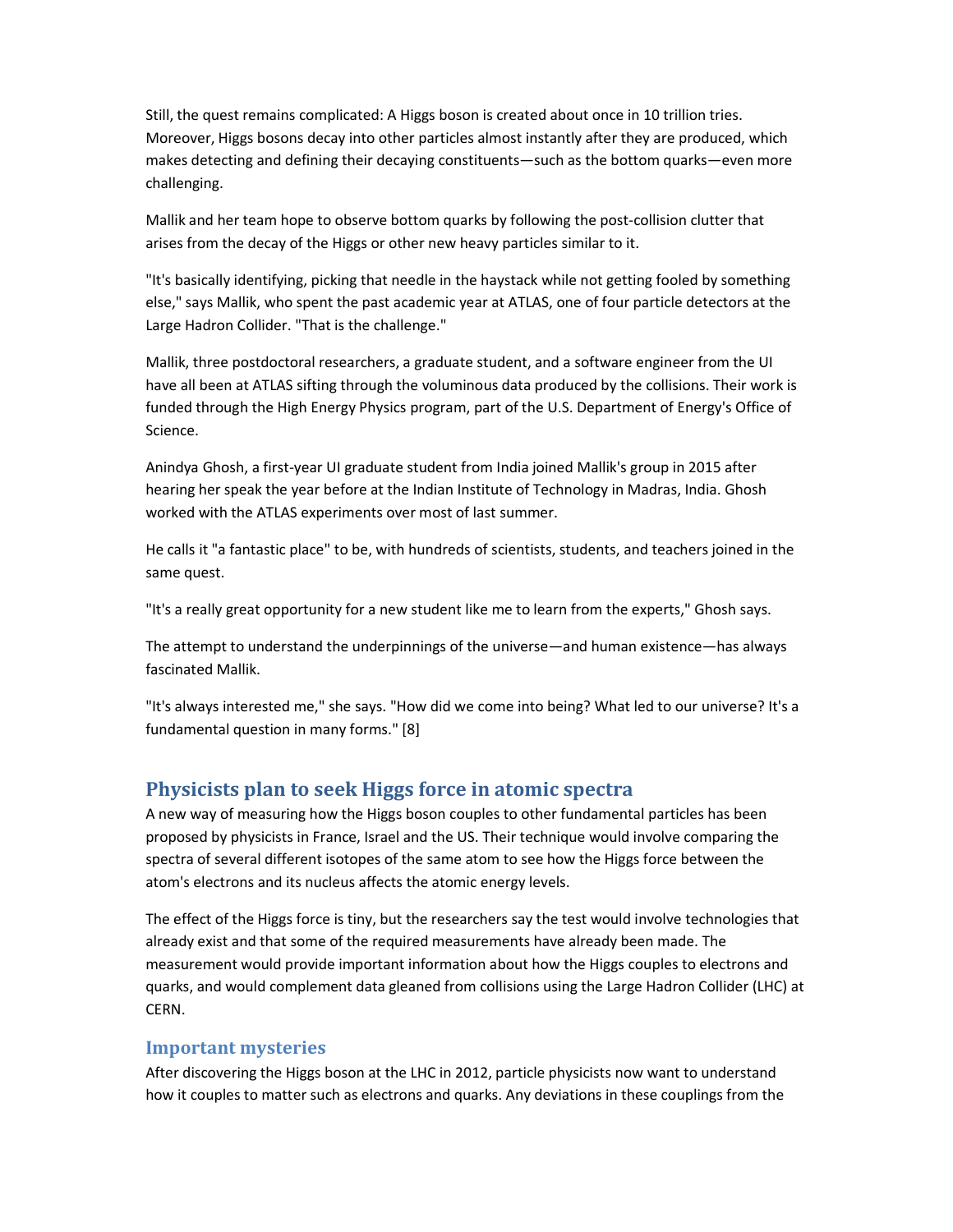Still, the quest remains complicated: A Higgs boson is created about once in 10 trillion tries. Moreover, Higgs bosons decay into other particles almost instantly after they are produced, which makes detecting and defining their decaying constituents—such as the bottom quarks—even more challenging.

Mallik and her team hope to observe bottom quarks by following the post-collision clutter that arises from the decay of the Higgs or other new heavy particles similar to it.

"It's basically identifying, picking that needle in the haystack while not getting fooled by something else," says Mallik, who spent the past academic year at ATLAS, one of four particle detectors at the Large Hadron Collider. "That is the challenge."

Mallik, three postdoctoral researchers, a graduate student, and a software engineer from the UI have all been at ATLAS sifting through the voluminous data produced by the collisions. Their work is funded through the High Energy Physics program, part of the U.S. Department of Energy's Office of Science.

Anindya Ghosh, a first-year UI graduate student from India joined Mallik's group in 2015 after hearing her speak the year before at the Indian Institute of Technology in Madras, India. Ghosh worked with the ATLAS experiments over most of last summer.

He calls it "a fantastic place" to be, with hundreds of scientists, students, and teachers joined in the same quest.

"It's a really great opportunity for a new student like me to learn from the experts," Ghosh says.

The attempt to understand the underpinnings of the universe—and human existence—has always fascinated Mallik.

"It's always interested me," she says. "How did we come into being? What led to our universe? It's a fundamental question in many forms." [8]

## Physicists plan to seek Higgs force in atomic spectra

A new way of measuring how the Higgs boson couples to other fundamental particles has been proposed by physicists in France, Israel and the US. Their technique would involve comparing the spectra of several different isotopes of the same atom to see how the Higgs force between the atom's electrons and its nucleus affects the atomic energy levels.

The effect of the Higgs force is tiny, but the researchers say the test would involve technologies that already exist and that some of the required measurements have already been made. The measurement would provide important information about how the Higgs couples to electrons and quarks, and would complement data gleaned from collisions using the Large Hadron Collider (LHC) at CERN.

### Important mysteries

After discovering the Higgs boson at the LHC in 2012, particle physicists now want to understand how it couples to matter such as electrons and quarks. Any deviations in these couplings from the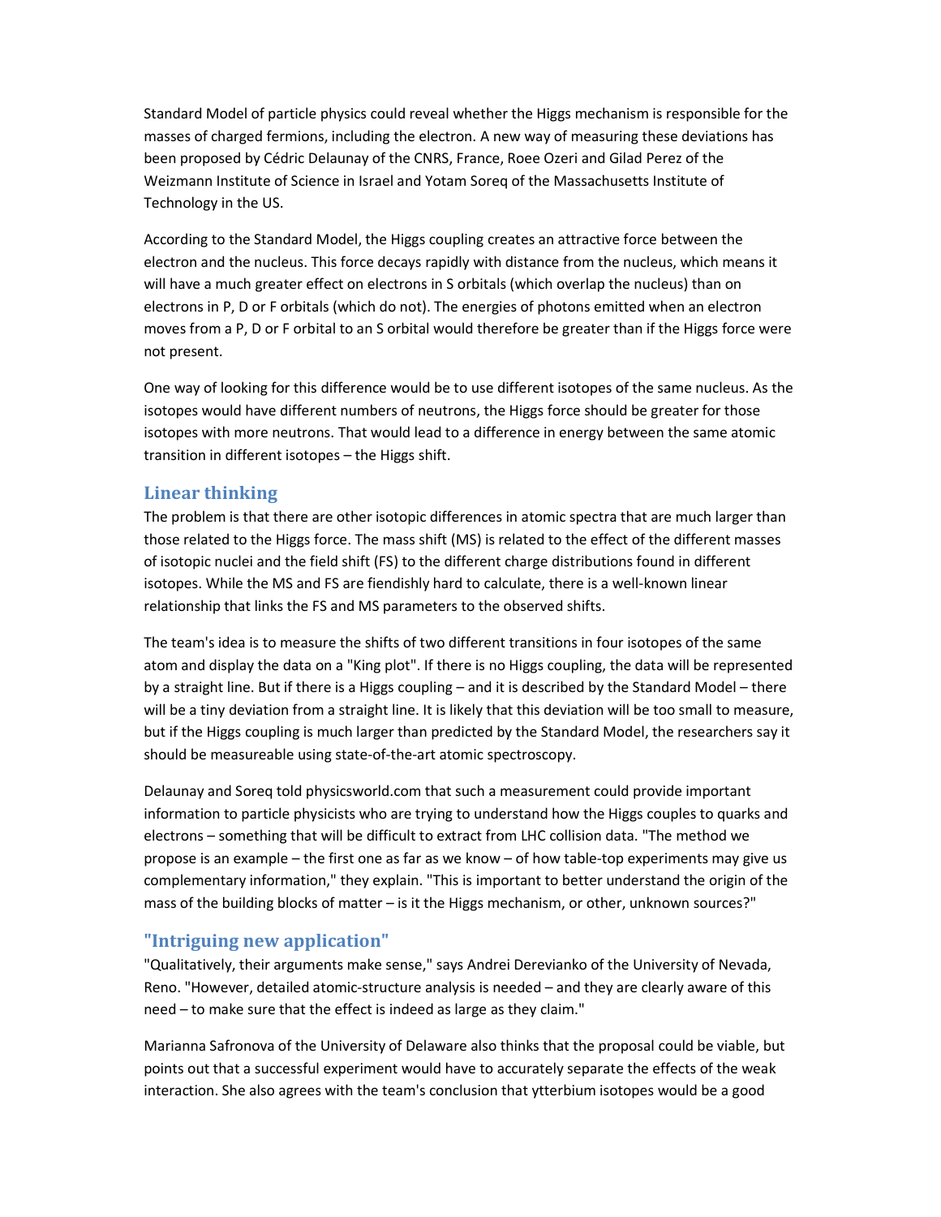Standard Model of particle physics could reveal whether the Higgs mechanism is responsible for the masses of charged fermions, including the electron. A new way of measuring these deviations has been proposed by Cédric Delaunay of the CNRS, France, Roee Ozeri and Gilad Perez of the Weizmann Institute of Science in Israel and Yotam Soreq of the Massachusetts Institute of Technology in the US.

According to the Standard Model, the Higgs coupling creates an attractive force between the electron and the nucleus. This force decays rapidly with distance from the nucleus, which means it will have a much greater effect on electrons in S orbitals (which overlap the nucleus) than on electrons in P, D or F orbitals (which do not). The energies of photons emitted when an electron moves from a P, D or F orbital to an S orbital would therefore be greater than if the Higgs force were not present.

One way of looking for this difference would be to use different isotopes of the same nucleus. As the isotopes would have different numbers of neutrons, the Higgs force should be greater for those isotopes with more neutrons. That would lead to a difference in energy between the same atomic transition in different isotopes – the Higgs shift.

## Linear thinking

The problem is that there are other isotopic differences in atomic spectra that are much larger than those related to the Higgs force. The mass shift (MS) is related to the effect of the different masses of isotopic nuclei and the field shift (FS) to the different charge distributions found in different isotopes. While the MS and FS are fiendishly hard to calculate, there is a well-known linear relationship that links the FS and MS parameters to the observed shifts.

The team's idea is to measure the shifts of two different transitions in four isotopes of the same atom and display the data on a "King plot". If there is no Higgs coupling, the data will be represented by a straight line. But if there is a Higgs coupling – and it is described by the Standard Model – there will be a tiny deviation from a straight line. It is likely that this deviation will be too small to measure, but if the Higgs coupling is much larger than predicted by the Standard Model, the researchers say it should be measureable using state-of-the-art atomic spectroscopy.

Delaunay and Soreq told physicsworld.com that such a measurement could provide important information to particle physicists who are trying to understand how the Higgs couples to quarks and electrons – something that will be difficult to extract from LHC collision data. "The method we propose is an example – the first one as far as we know – of how table-top experiments may give us complementary information," they explain. "This is important to better understand the origin of the mass of the building blocks of matter – is it the Higgs mechanism, or other, unknown sources?"

## "Intriguing new application"

"Qualitatively, their arguments make sense," says Andrei Derevianko of the University of Nevada, Reno. "However, detailed atomic-structure analysis is needed – and they are clearly aware of this need – to make sure that the effect is indeed as large as they claim."

Marianna Safronova of the University of Delaware also thinks that the proposal could be viable, but points out that a successful experiment would have to accurately separate the effects of the weak interaction. She also agrees with the team's conclusion that ytterbium isotopes would be a good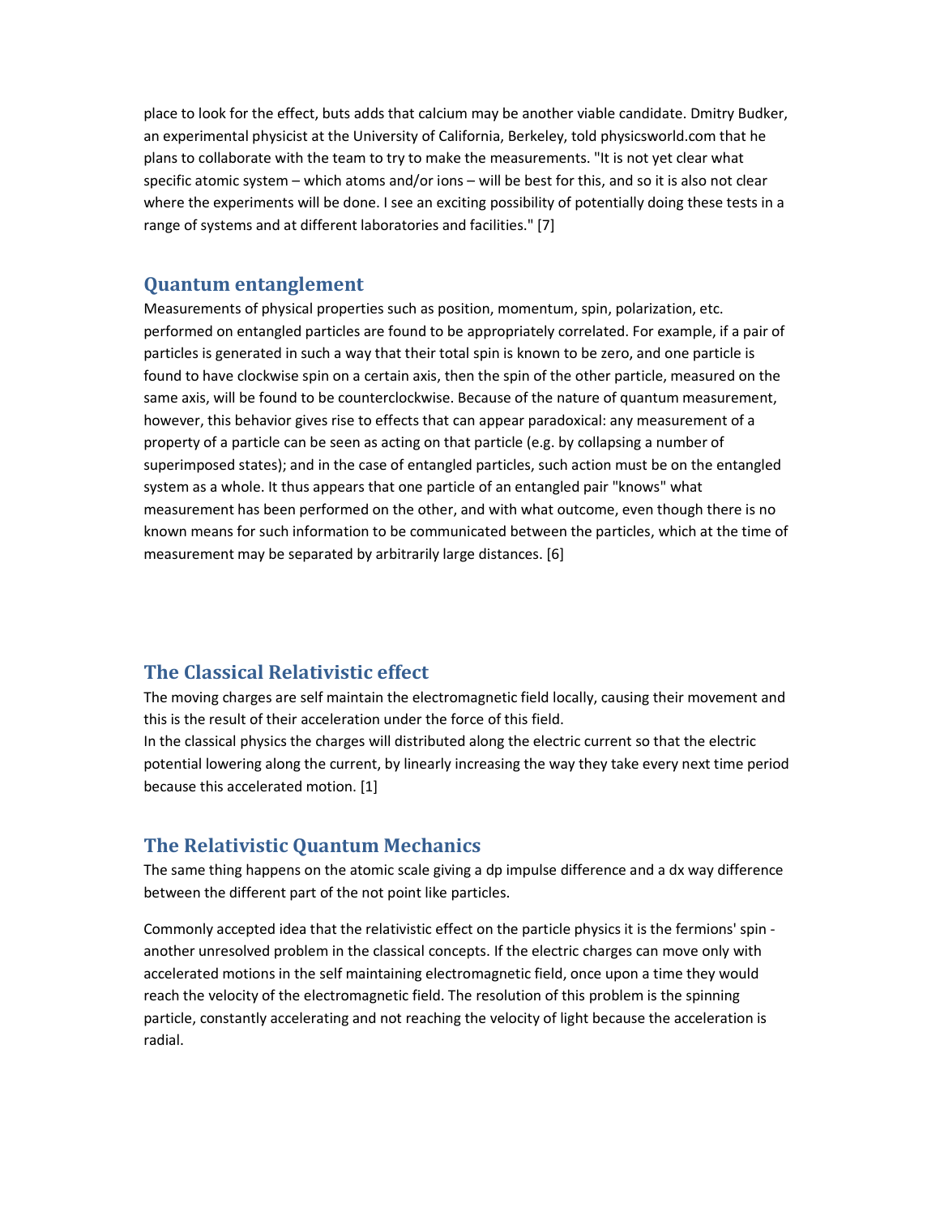place to look for the effect, buts adds that calcium may be another viable candidate. Dmitry Budker, an experimental physicist at the University of California, Berkeley, told physicsworld.com that he plans to collaborate with the team to try to make the measurements. "It is not yet clear what specific atomic system – which atoms and/or ions – will be best for this, and so it is also not clear where the experiments will be done. I see an exciting possibility of potentially doing these tests in a range of systems and at different laboratories and facilities." [7]

## Quantum entanglement

Measurements of physical properties such as position, momentum, spin, polarization, etc. performed on entangled particles are found to be appropriately correlated. For example, if a pair of particles is generated in such a way that their total spin is known to be zero, and one particle is found to have clockwise spin on a certain axis, then the spin of the other particle, measured on the same axis, will be found to be counterclockwise. Because of the nature of quantum measurement, however, this behavior gives rise to effects that can appear paradoxical: any measurement of a property of a particle can be seen as acting on that particle (e.g. by collapsing a number of superimposed states); and in the case of entangled particles, such action must be on the entangled system as a whole. It thus appears that one particle of an entangled pair "knows" what measurement has been performed on the other, and with what outcome, even though there is no known means for such information to be communicated between the particles, which at the time of measurement may be separated by arbitrarily large distances. [6]

## The Classical Relativistic effect

The moving charges are self maintain the electromagnetic field locally, causing their movement and this is the result of their acceleration under the force of this field.
In the classical physics the charges will distributed along the electric current so that the electric potential lowering along the current, by linearly increasing the way they take every next time period because this accelerated motion. [1]

## The Relativistic Quantum Mechanics

The same thing happens on the atomic scale giving a dp impulse difference and a dx way difference between the different part of the not point like particles.

Commonly accepted idea that the relativistic effect on the particle physics it is the fermions' spin - another unresolved problem in the classical concepts. If the electric charges can move only with accelerated motions in the self maintaining electromagnetic field, once upon a time they would reach the velocity of the electromagnetic field. The resolution of this problem is the spinning particle, constantly accelerating and not reaching the velocity of light because the acceleration is radial.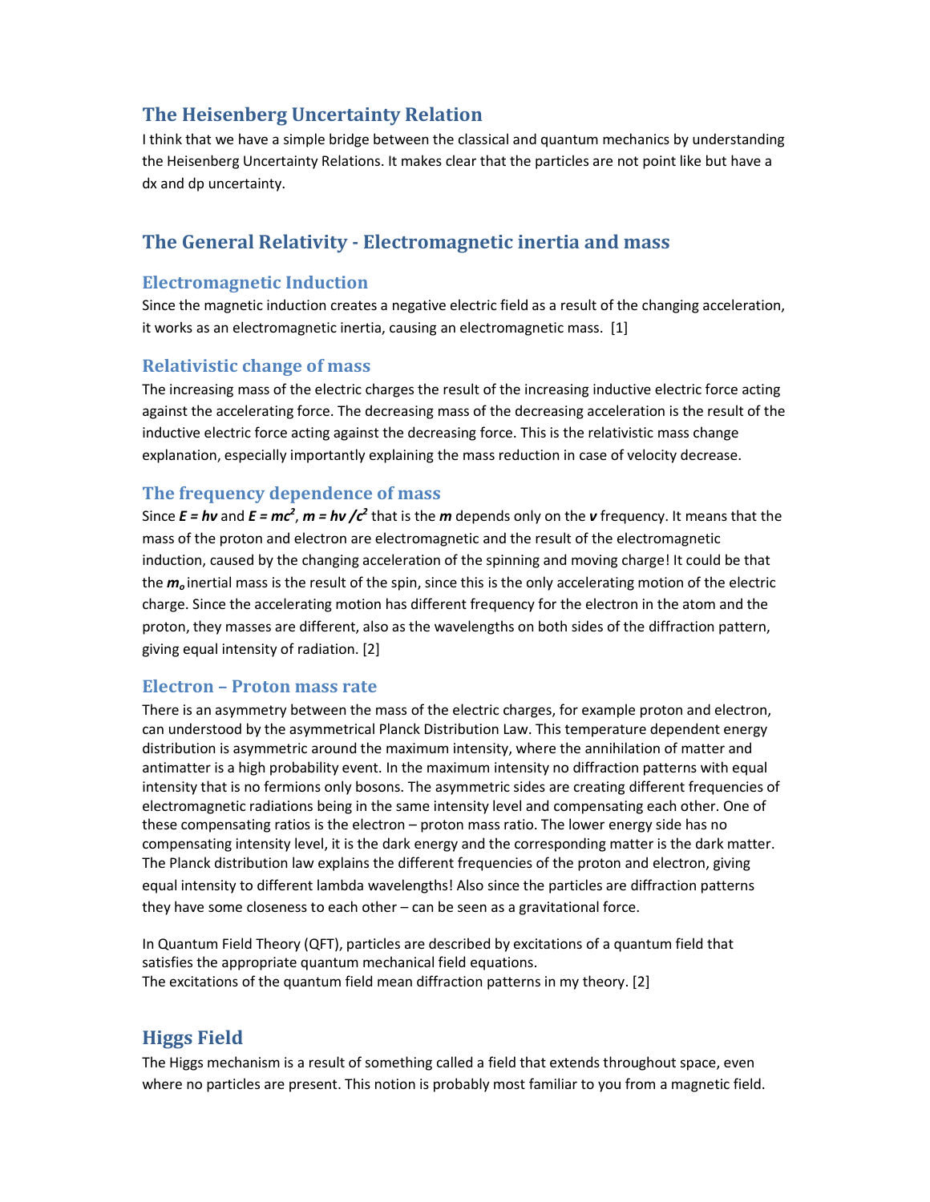## The Heisenberg Uncertainty Relation

I think that we have a simple bridge between the classical and quantum mechanics by understanding the Heisenberg Uncertainty Relations. It makes clear that the particles are not point like but have a dx and dp uncertainty.

## The General Relativity - Electromagnetic inertia and mass

### Electromagnetic Induction

Since the magnetic induction creates a negative electric field as a result of the changing acceleration, it works as an electromagnetic inertia, causing an electromagnetic mass. [1]

### Relativistic change of mass

The increasing mass of the electric charges the result of the increasing inductive electric force acting against the accelerating force. The decreasing mass of the decreasing acceleration is the result of the inductive electric force acting against the decreasing force. This is the relativistic mass change explanation, especially importantly explaining the mass reduction in case of velocity decrease.

### The frequency dependence of mass

Since $\boldsymbol{E = h\nu}$ and $\boldsymbol{E = mc^2}$, $\boldsymbol{m = h\nu / c^2}$ that is the $\boldsymbol{m}$ depends only on the $\boldsymbol{\nu}$ frequency. It means that the mass of the proton and electron are electromagnetic and the result of the electromagnetic induction, caused by the changing acceleration of the spinning and moving charge! It could be that the $\boldsymbol{m_o}$ inertial mass is the result of the spin, since this is the only accelerating motion of the electric charge. Since the accelerating motion has different frequency for the electron in the atom and the proton, they masses are different, also as the wavelengths on both sides of the diffraction pattern, giving equal intensity of radiation. [2]

### Electron – Proton mass rate

There is an asymmetry between the mass of the electric charges, for example proton and electron, can understood by the asymmetrical Planck Distribution Law. This temperature dependent energy distribution is asymmetric around the maximum intensity, where the annihilation of matter and antimatter is a high probability event. In the maximum intensity no diffraction patterns with equal intensity that is no fermions only bosons. The asymmetric sides are creating different frequencies of electromagnetic radiations being in the same intensity level and compensating each other. One of these compensating ratios is the electron – proton mass ratio. The lower energy side has no compensating intensity level, it is the dark energy and the corresponding matter is the dark matter. The Planck distribution law explains the different frequencies of the proton and electron, giving equal intensity to different lambda wavelengths! Also since the particles are diffraction patterns they have some closeness to each other – can be seen as a gravitational force.

In Quantum Field Theory (QFT), particles are described by excitations of a quantum field that satisfies the appropriate quantum mechanical field equations.
The excitations of the quantum field mean diffraction patterns in my theory. [2]

## Higgs Field

The Higgs mechanism is a result of something called a field that extends throughout space, even where no particles are present. This notion is probably most familiar to you from a magnetic field.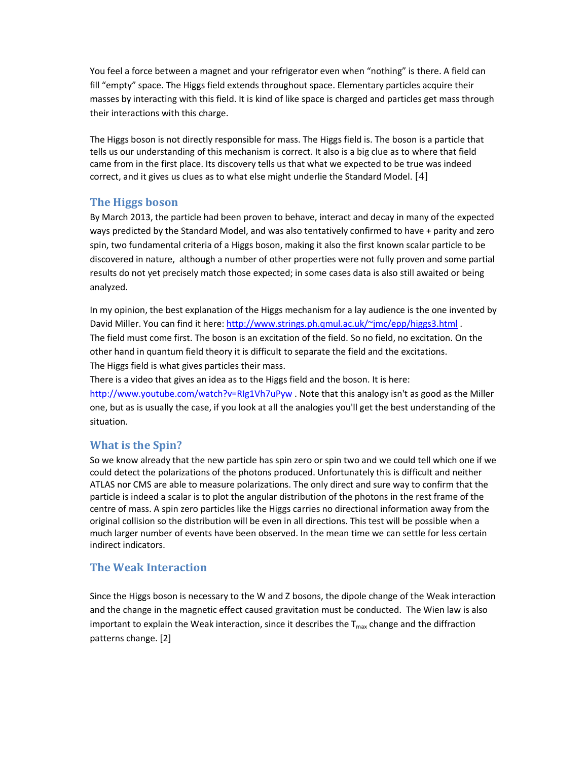You feel a force between a magnet and your refrigerator even when "nothing" is there. A field can fill "empty" space. The Higgs field extends throughout space. Elementary particles acquire their masses by interacting with this field. It is kind of like space is charged and particles get mass through their interactions with this charge.

The Higgs boson is not directly responsible for mass. The Higgs field is. The boson is a particle that tells us our understanding of this mechanism is correct. It also is a big clue as to where that field came from in the first place. Its discovery tells us that what we expected to be true was indeed correct, and it gives us clues as to what else might underlie the Standard Model. [4]

## The Higgs boson

By March 2013, the particle had been proven to behave, interact and decay in many of the expected ways predicted by the Standard Model, and was also tentatively confirmed to have + parity and zero spin, two fundamental criteria of a Higgs boson, making it also the first known scalar particle to be discovered in nature, although a number of other properties were not fully proven and some partial results do not yet precisely match those expected; in some cases data is also still awaited or being analyzed.

In my opinion, the best explanation of the Higgs mechanism for a lay audience is the one invented by David Miller. You can find it here: http://www.strings.ph.qmul.ac.uk/~jmc/epp/higgs3.html .
The field must come first. The boson is an excitation of the field. So no field, no excitation. On the other hand in quantum field theory it is difficult to separate the field and the excitations.
The Higgs field is what gives particles their mass.
There is a video that gives an idea as to the Higgs field and the boson. It is here: http://www.youtube.com/watch?v=RIg1Vh7uPyw . Note that this analogy isn't as good as the Miller one, but as is usually the case, if you look at all the analogies you'll get the best understanding of the situation.

## What is the Spin?

So we know already that the new particle has spin zero or spin two and we could tell which one if we could detect the polarizations of the photons produced. Unfortunately this is difficult and neither ATLAS nor CMS are able to measure polarizations. The only direct and sure way to confirm that the particle is indeed a scalar is to plot the angular distribution of the photons in the rest frame of the centre of mass. A spin zero particles like the Higgs carries no directional information away from the original collision so the distribution will be even in all directions. This test will be possible when a much larger number of events have been observed. In the mean time we can settle for less certain indirect indicators.

## The Weak Interaction

Since the Higgs boson is necessary to the W and Z bosons, the dipole change of the Weak interaction and the change in the magnetic effect caused gravitation must be conducted. The Wien law is also important to explain the Weak interaction, since it describes the $T_{max}$ change and the diffraction patterns change. [2]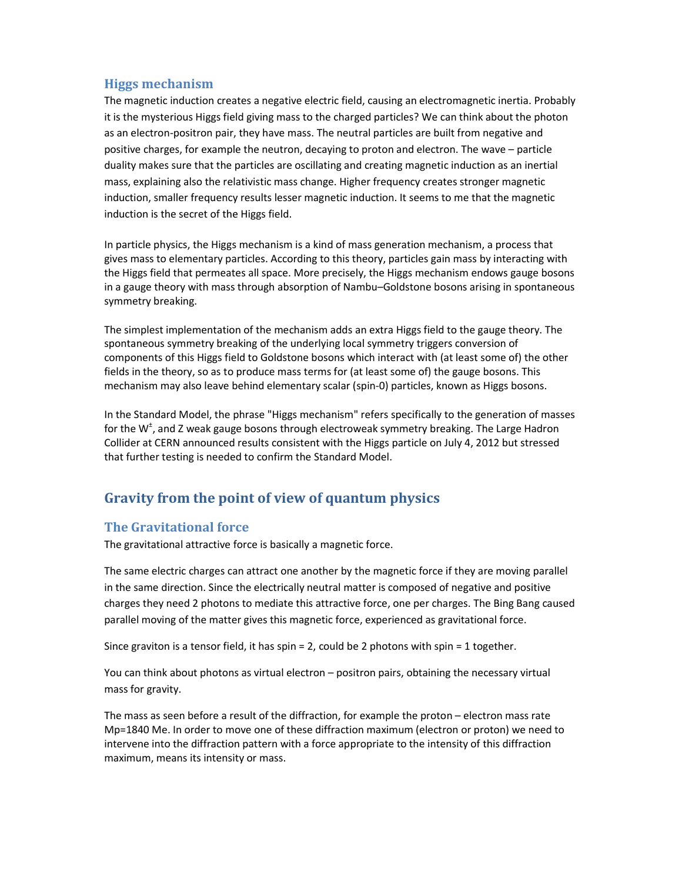### Higgs mechanism

The magnetic induction creates a negative electric field, causing an electromagnetic inertia. Probably it is the mysterious Higgs field giving mass to the charged particles? We can think about the photon as an electron-positron pair, they have mass. The neutral particles are built from negative and positive charges, for example the neutron, decaying to proton and electron. The wave – particle duality makes sure that the particles are oscillating and creating magnetic induction as an inertial mass, explaining also the relativistic mass change. Higher frequency creates stronger magnetic induction, smaller frequency results lesser magnetic induction. It seems to me that the magnetic induction is the secret of the Higgs field.

In particle physics, the Higgs mechanism is a kind of mass generation mechanism, a process that gives mass to elementary particles. According to this theory, particles gain mass by interacting with the Higgs field that permeates all space. More precisely, the Higgs mechanism endows gauge bosons in a gauge theory with mass through absorption of Nambu–Goldstone bosons arising in spontaneous symmetry breaking.

The simplest implementation of the mechanism adds an extra Higgs field to the gauge theory. The spontaneous symmetry breaking of the underlying local symmetry triggers conversion of components of this Higgs field to Goldstone bosons which interact with (at least some of) the other fields in the theory, so as to produce mass terms for (at least some of) the gauge bosons. This mechanism may also leave behind elementary scalar (spin-0) particles, known as Higgs bosons.

In the Standard Model, the phrase "Higgs mechanism" refers specifically to the generation of masses for the $W^{\pm}$, and Z weak gauge bosons through electroweak symmetry breaking. The Large Hadron Collider at CERN announced results consistent with the Higgs particle on July 4, 2012 but stressed that further testing is needed to confirm the Standard Model.

## Gravity from the point of view of quantum physics

### The Gravitational force

The gravitational attractive force is basically a magnetic force.

The same electric charges can attract one another by the magnetic force if they are moving parallel in the same direction. Since the electrically neutral matter is composed of negative and positive charges they need 2 photons to mediate this attractive force, one per charges. The Bing Bang caused parallel moving of the matter gives this magnetic force, experienced as gravitational force.

Since graviton is a tensor field, it has spin = 2, could be 2 photons with spin = 1 together.

You can think about photons as virtual electron – positron pairs, obtaining the necessary virtual mass for gravity.

The mass as seen before a result of the diffraction, for example the proton – electron mass rate Mp=1840 Me. In order to move one of these diffraction maximum (electron or proton) we need to intervene into the diffraction pattern with a force appropriate to the intensity of this diffraction maximum, means its intensity or mass.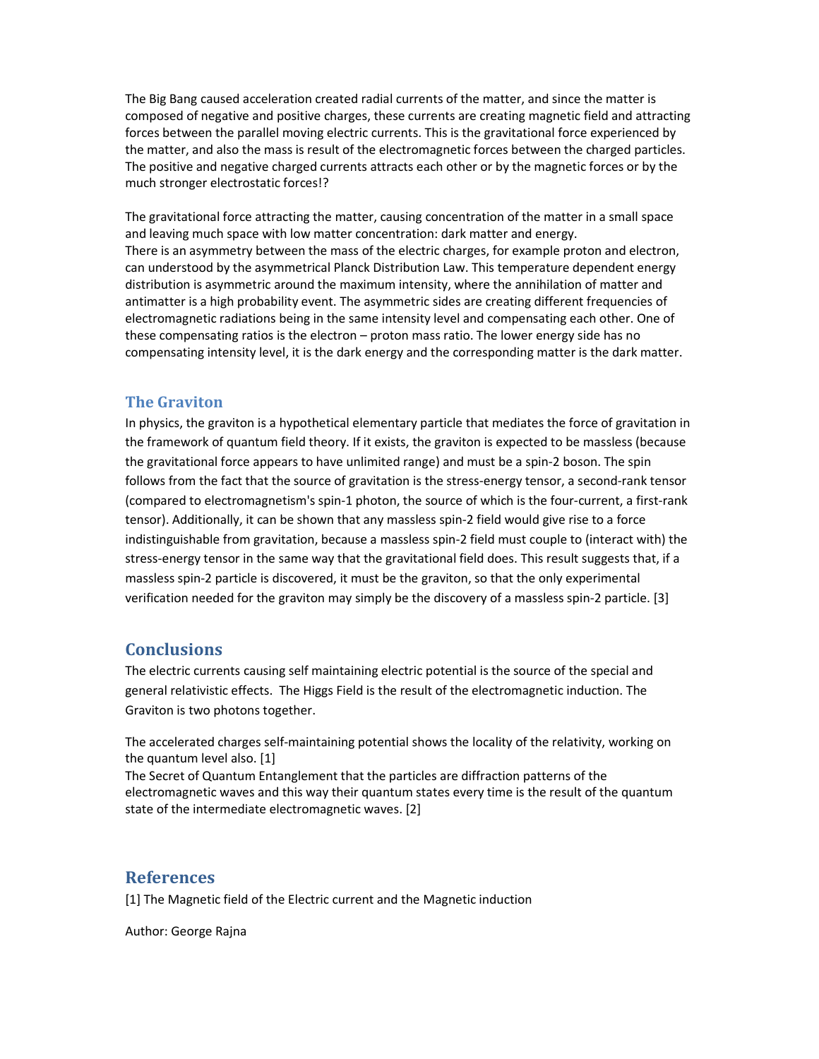The Big Bang caused acceleration created radial currents of the matter, and since the matter is composed of negative and positive charges, these currents are creating magnetic field and attracting forces between the parallel moving electric currents. This is the gravitational force experienced by the matter, and also the mass is result of the electromagnetic forces between the charged particles. The positive and negative charged currents attracts each other or by the magnetic forces or by the much stronger electrostatic forces!?

The gravitational force attracting the matter, causing concentration of the matter in a small space and leaving much space with low matter concentration: dark matter and energy.
There is an asymmetry between the mass of the electric charges, for example proton and electron, can understood by the asymmetrical Planck Distribution Law. This temperature dependent energy distribution is asymmetric around the maximum intensity, where the annihilation of matter and antimatter is a high probability event. The asymmetric sides are creating different frequencies of electromagnetic radiations being in the same intensity level and compensating each other. One of these compensating ratios is the electron – proton mass ratio. The lower energy side has no compensating intensity level, it is the dark energy and the corresponding matter is the dark matter.

### The Graviton

In physics, the graviton is a hypothetical elementary particle that mediates the force of gravitation in the framework of quantum field theory. If it exists, the graviton is expected to be massless (because the gravitational force appears to have unlimited range) and must be a spin-2 boson. The spin follows from the fact that the source of gravitation is the stress-energy tensor, a second-rank tensor (compared to electromagnetism's spin-1 photon, the source of which is the four-current, a first-rank tensor). Additionally, it can be shown that any massless spin-2 field would give rise to a force indistinguishable from gravitation, because a massless spin-2 field must couple to (interact with) the stress-energy tensor in the same way that the gravitational field does. This result suggests that, if a massless spin-2 particle is discovered, it must be the graviton, so that the only experimental verification needed for the graviton may simply be the discovery of a massless spin-2 particle. [3]

## Conclusions

The electric currents causing self maintaining electric potential is the source of the special and general relativistic effects. The Higgs Field is the result of the electromagnetic induction. The Graviton is two photons together.

The accelerated charges self-maintaining potential shows the locality of the relativity, working on the quantum level also. [1]
The Secret of Quantum Entanglement that the particles are diffraction patterns of the electromagnetic waves and this way their quantum states every time is the result of the quantum state of the intermediate electromagnetic waves. [2]

## References

[1] The Magnetic field of the Electric current and the Magnetic induction

Author: George Rajna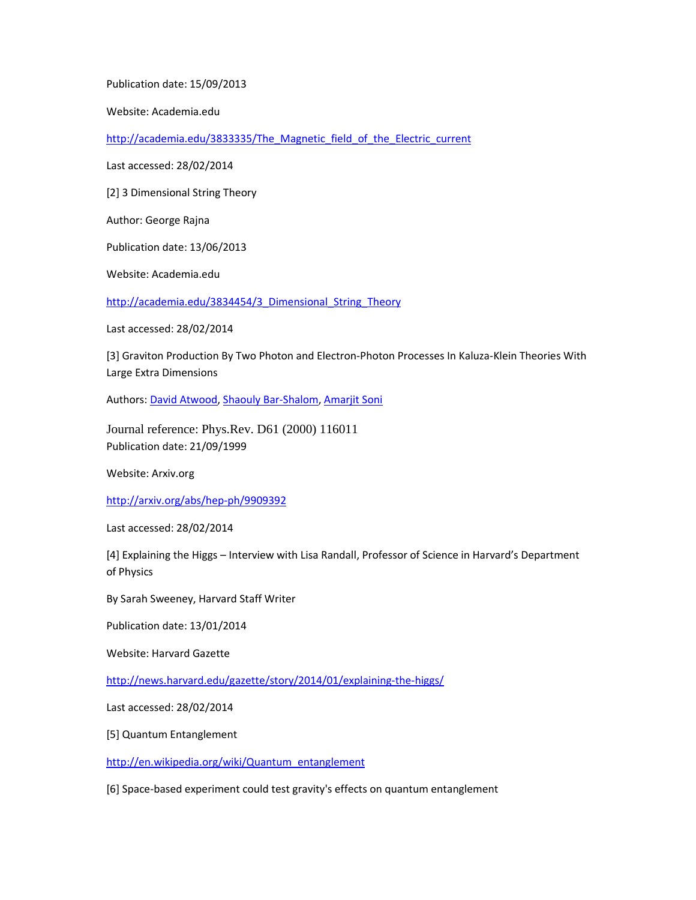Publication date: 15/09/2013

Website: Academia.edu

http://academia.edu/3833335/The_Magnetic_field_of_the_Electric_current

Last accessed: 28/02/2014

[2] 3 Dimensional String Theory

Author: George Rajna

Publication date: 13/06/2013

Website: Academia.edu

http://academia.edu/3834454/3_Dimensional_String_Theory

Last accessed: 28/02/2014

[3] Graviton Production By Two Photon and Electron-Photon Processes In Kaluza-Klein Theories With Large Extra Dimensions

Authors: David Atwood, Shaouly Bar-Shalom, Amarjit Soni

Journal reference: Phys.Rev. D61 (2000) 116011
Publication date: 21/09/1999

Website: Arxiv.org

http://arxiv.org/abs/hep-ph/9909392

Last accessed: 28/02/2014

[4] Explaining the Higgs – Interview with Lisa Randall, Professor of Science in Harvard's Department of Physics

By Sarah Sweeney, Harvard Staff Writer

Publication date: 13/01/2014

Website: Harvard Gazette

http://news.harvard.edu/gazette/story/2014/01/explaining-the-higgs/

Last accessed: 28/02/2014

[5] Quantum Entanglement

http://en.wikipedia.org/wiki/Quantum_entanglement

[6] Space-based experiment could test gravity's effects on quantum entanglement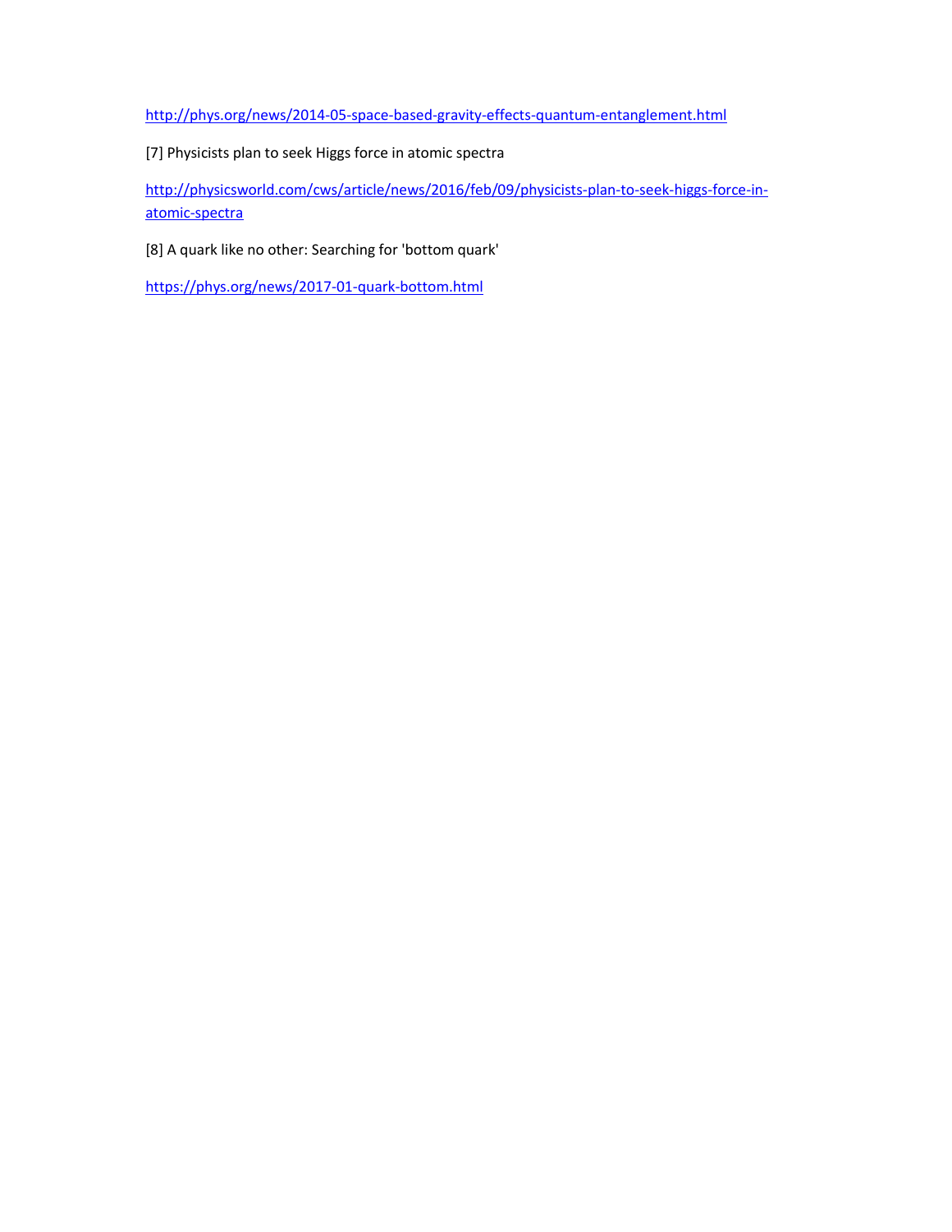http://phys.org/news/2014-05-space-based-gravity-effects-quantum-entanglement.html

[7] Physicists plan to seek Higgs force in atomic spectra

http://physicsworld.com/cws/article/news/2016/feb/09/physicists-plan-to-seek-higgs-force-in-atomic-spectra

[8] A quark like no other: Searching for 'bottom quark'

https://phys.org/news/2017-01-quark-bottom.html